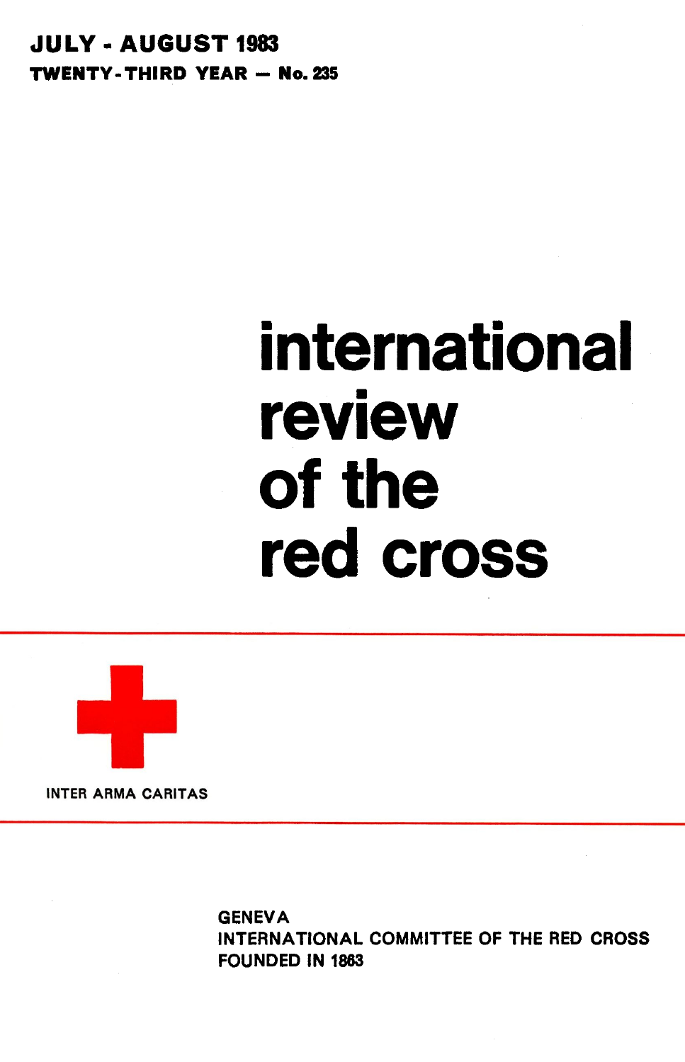**JULY - AUGUST 1983**

**TWENTY-THIRD YEAR — No. 235**

# international review of the red cross

INTER ARMA CARITAS

GENEVA
INTERNATIONAL COMMITTEE OF THE RED CROSS
FOUNDED IN 1863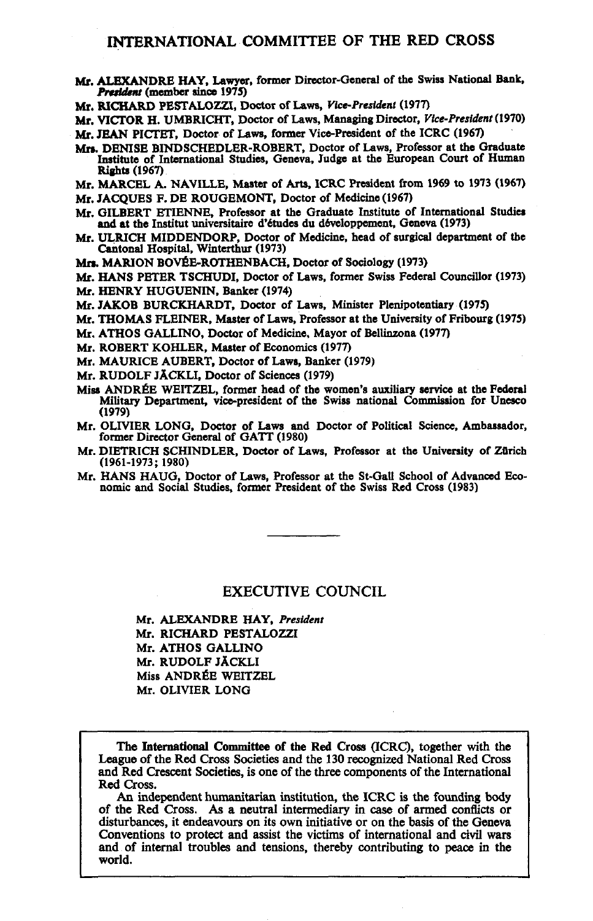# INTERNATIONAL COMMITTEE OF THE RED CROSS

Mr. **ALEXANDRE HAY**, Lawyer, former Director-General of the Swiss National Bank, *President* (member since 1975)

Mr. **RICHARD PESTALOZZI**, Doctor of Laws, *Vice-President* (1977)

Mr. **VICTOR H. UMBRICHT**, Doctor of Laws, Managing Director, *Vice-President* (1970)

Mr. **JEAN PICTET**, Doctor of Laws, former Vice-President of the ICRC (1967)

Mrs. **DENISE BINDSCHEDLER-ROBERT**, Doctor of Laws, Professor at the Graduate Institute of International Studies, Geneva, Judge at the European Court of Human Rights (1967)

Mr. **MARCEL A. NAVILLE**, Master of Arts, ICRC President from 1969 to 1973 (1967)

Mr. **JACQUES F. DE ROUGEMONT**, Doctor of Medicine (1967)

Mr. **GILBERT ETIENNE**, Professor at the Graduate Institute of International Studies and at the Institut universitaire d'études du développement, Geneva (1973)

Mr. **ULRICH MIDDENDORP**, Doctor of Medicine, head of surgical department of the Cantonal Hospital, Winterthur (1973)

Mrs. **MARION BOVÉE-ROTHENBACH**, Doctor of Sociology (1973)

Mr. **HANS PETER TSCHUDI**, Doctor of Laws, former Swiss Federal Councillor (1973)

Mr. **HENRY HUGUENIN**, Banker (1974)

Mr. **JAKOB BURCKHARDT**, Doctor of Laws, Minister Plenipotentiary (1975)

Mr. **THOMAS FLEINER**, Master of Laws, Professor at the University of Fribourg (1975)

Mr. **ATHOS GALLINO**, Doctor of Medicine, Mayor of Bellinzona (1977)

Mr. **ROBERT KOHLER**, Master of Economics (1977)

Mr. **MAURICE AUBERT**, Doctor of Laws, Banker (1979)

Mr. **RUDOLF JÄCKLI**, Doctor of Sciences (1979)

Miss **ANDRÉE WEITZEL**, former head of the women's auxiliary service at the Federal Military Department, vice-president of the Swiss national Commission for Unesco (1979)

Mr. **OLIVIER LONG**, Doctor of Laws and Doctor of Political Science, Ambassador, former Director General of GATT (1980)

Mr. **DIETRICH SCHINDLER**, Doctor of Laws, Professor at the University of Zürich (1961-1973; 1980)

Mr. **HANS HAUG**, Doctor of Laws, Professor at the St-Gall School of Advanced Economic and Social Studies, former President of the Swiss Red Cross (1983)

---

## EXECUTIVE COUNCIL

Mr. ALEXANDRE HAY, *President*
Mr. RICHARD PESTALOZZI
Mr. ATHOS GALLINO
Mr. RUDOLF JÄCKLI
Miss ANDRÉE WEITZEL
Mr. OLIVIER LONG

---

**The International Committee of the Red Cross** (ICRC), together with the League of the Red Cross Societies and the 130 recognized National Red Cross and Red Crescent Societies, is one of the three components of the International Red Cross.

An independent humanitarian institution, the ICRC is the founding body of the Red Cross. As a neutral intermediary in case of armed conflicts or disturbances, it endeavours on its own initiative or on the basis of the Geneva Conventions to protect and assist the victims of international and civil wars and of internal troubles and tensions, thereby contributing to peace in the world.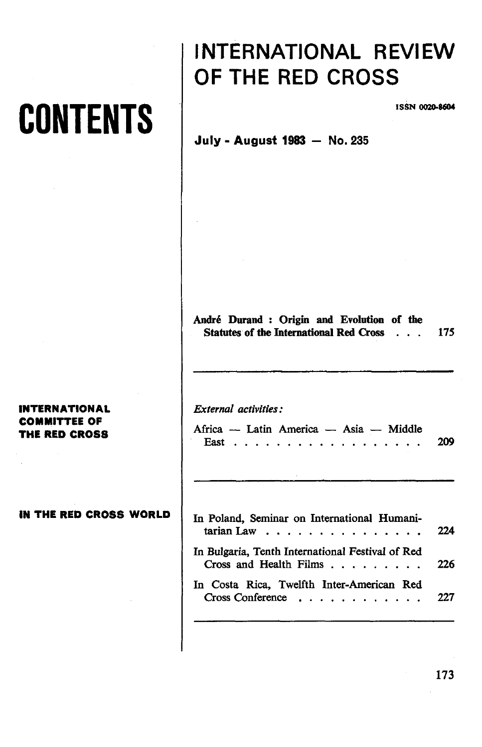# CONTENTS

# INTERNATIONAL REVIEW OF THE RED CROSS

ISSN 0020-8604

**July - August 1983 — No. 235**

**André Durand : Origin and Evolution of the Statutes of the International Red Cross . . . 175**

---

**INTERNATIONAL COMMITTEE OF THE RED CROSS**

*External activities:*

Africa — Latin America — Asia — Middle East . . . . . . . . . . . . . . . . . . . 209

---

**IN THE RED CROSS WORLD**

In Poland, Seminar on International Humanitarian Law . . . . . . . . . . . . . . . . 224

In Bulgaria, Tenth International Festival of Red Cross and Health Films . . . . . . . . . 226

In Costa Rica, Twelfth Inter-American Red Cross Conference . . . . . . . . . . . . 227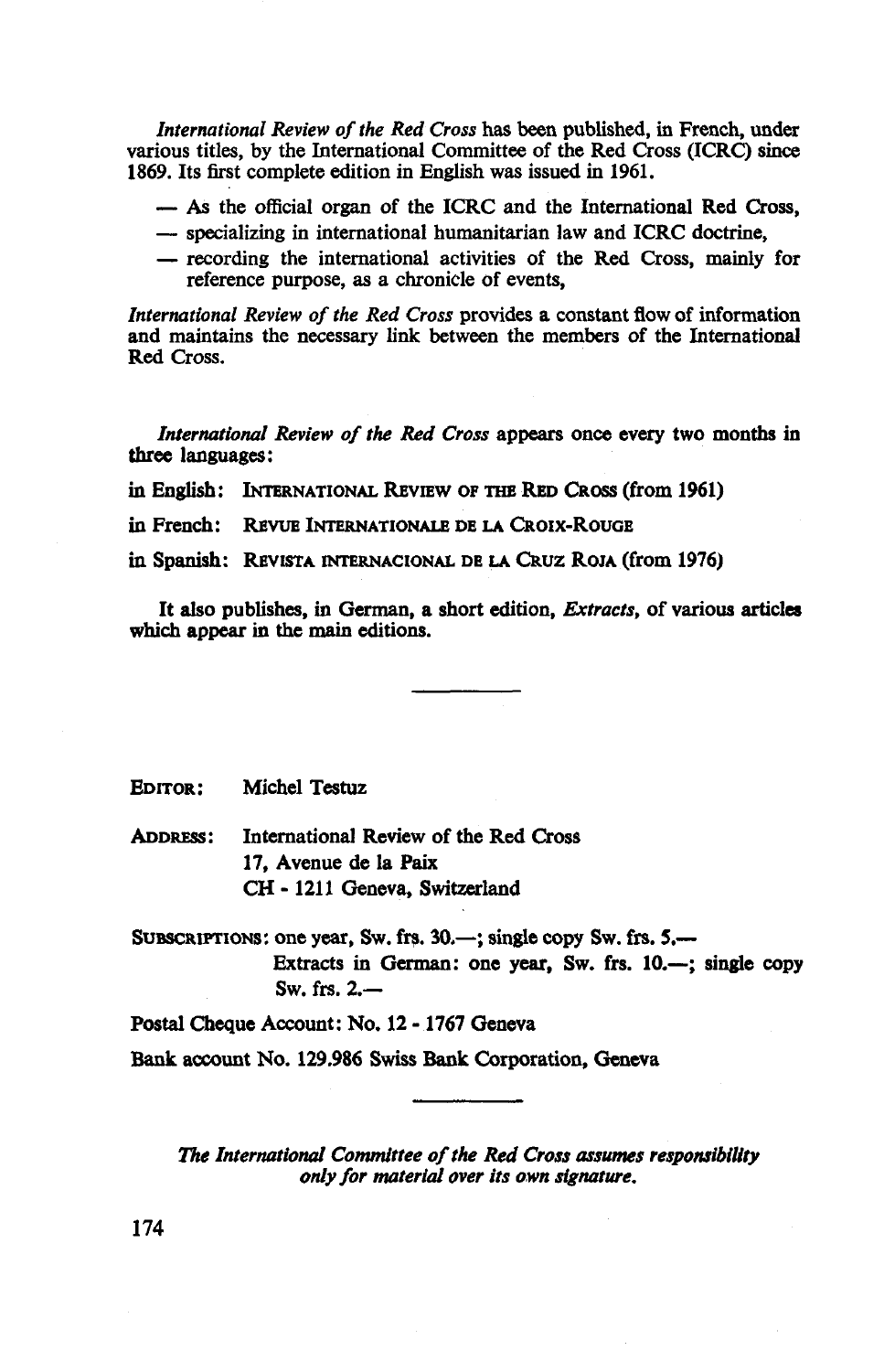*International Review of the Red Cross* has been published, in French, under various titles, by the International Committee of the Red Cross (ICRC) since 1869. Its first complete edition in English was issued in 1961.

— As the official organ of the ICRC and the International Red Cross,
— specializing in international humanitarian law and ICRC doctrine,
— recording the international activities of the Red Cross, mainly for reference purpose, as a chronicle of events,

*International Review of the Red Cross* provides a constant flow of information and maintains the necessary link between the members of the International Red Cross.

*International Review of the Red Cross* appears once every two months in three languages:

in English: INTERNATIONAL REVIEW OF THE RED CROSS (from 1961)

in French: REVUE INTERNATIONALE DE LA CROIX-ROUGE

in Spanish: REVISTA INTERNACIONAL DE LA CRUZ ROJA (from 1976)

It also publishes, in German, a short edition, *Extracts*, of various articles which appear in the main editions.

---

EDITOR: Michel Testuz

ADDRESS: International Review of the Red Cross
17, Avenue de la Paix
CH - 1211 Geneva, Switzerland

SUBSCRIPTIONS: one year, Sw. frs. 30.—; single copy Sw. frs. 5.—
Extracts in German: one year, Sw. frs. 10.—; single copy Sw. frs. 2.—

Postal Cheque Account: No. 12 - 1767 Geneva

Bank account No. 129.986 Swiss Bank Corporation, Geneva

---

*The International Committee of the Red Cross assumes responsibility only for material over its own signature.*